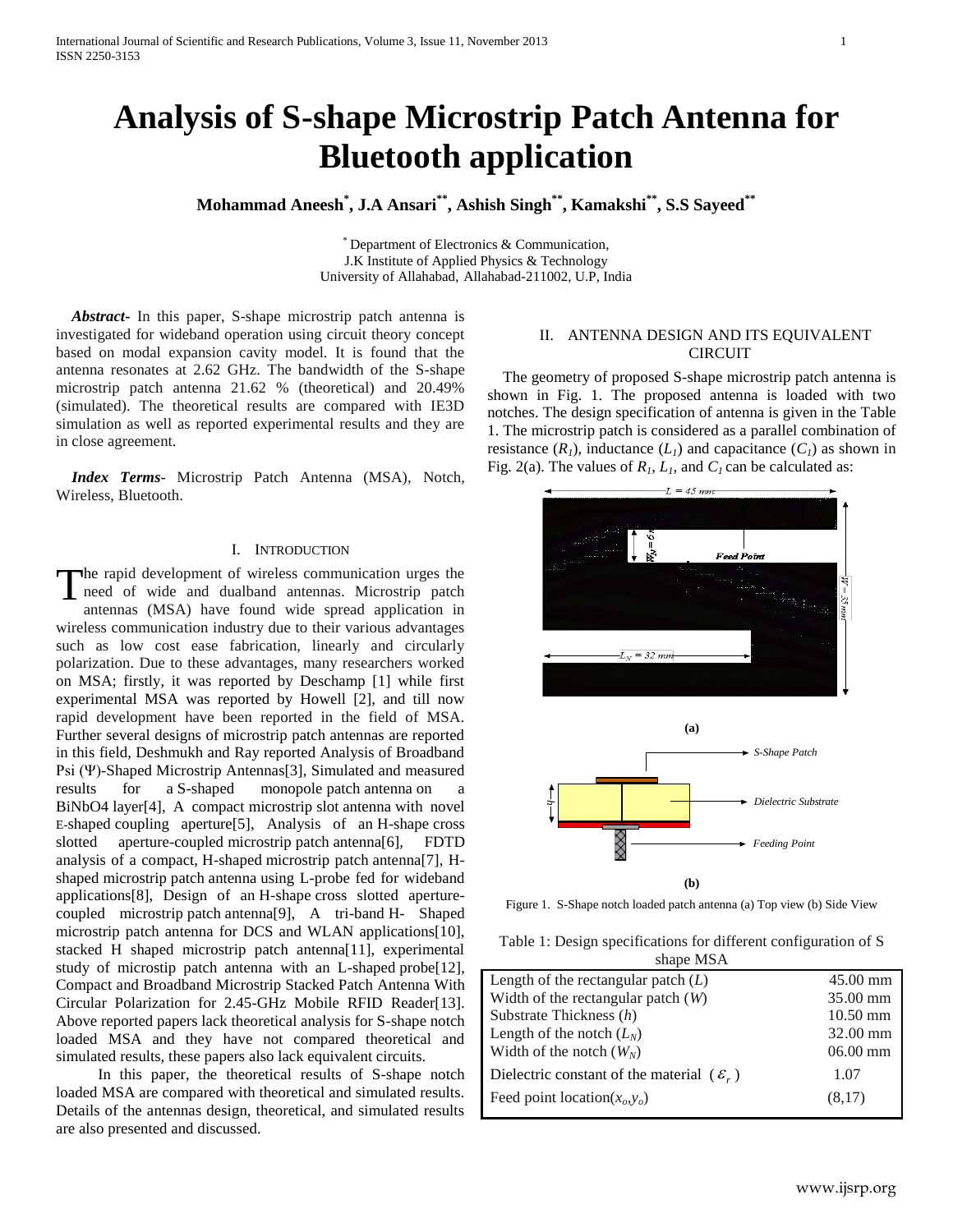# Analysis of S-shape Microstrip Patch Antenna for Bluetooth application

**Mohammad Aneesh[*], J.A Ansari[**], Ashish Singh[**], Kamakshi[**], S.S Sayeed[**]**

[*] Department of Electronics & Communication,
J.K Institute of Applied Physics & Technology
University of Allahabad, Allahabad-211002, U.P, India

***Abstract-*** In this paper, S-shape microstrip patch antenna is investigated for wideband operation using circuit theory concept based on modal expansion cavity model. It is found that the antenna resonates at 2.62 GHz. The bandwidth of the S-shape microstrip patch antenna 21.62 % (theoretical) and 20.49% (simulated). The theoretical results are compared with IE3D simulation as well as reported experimental results and they are in close agreement.

***Index Terms-*** Microstrip Patch Antenna (MSA), Notch, Wireless, Bluetooth.

## I. Introduction

The rapid development of wireless communication urges the need of wide and dualband antennas. Microstrip patch antennas (MSA) have found wide spread application in wireless communication industry due to their various advantages such as low cost ease fabrication, linearly and circularly polarization. Due to these advantages, many researchers worked on MSA; firstly, it was reported by Deschamp [1] while first experimental MSA was reported by Howell [2], and till now rapid development have been reported in the field of MSA. Further several designs of microstrip patch antennas are reported in this field, Deshmukh and Ray reported Analysis of Broadband Psi (Ψ)-Shaped Microstrip Antennas[3], Simulated and measured results for a S-shaped monopole patch antenna on a BiNbO4 layer[4], A compact microstrip slot antenna with novel E-shaped coupling aperture[5], Analysis of an H-shape cross slotted aperture-coupled microstrip patch antenna[6], FDTD analysis of a compact, H-shaped microstrip patch antenna[7], H-shaped microstrip patch antenna using L-probe fed for wideband applications[8], Design of an H-shape cross slotted aperture-coupled microstrip patch antenna[9], A tri-band H- Shaped microstrip patch antenna for DCS and WLAN applications[10], stacked H shaped microstrip patch antenna[11], experimental study of microstip patch antenna with an L-shaped probe[12], Compact and Broadband Microstrip Stacked Patch Antenna With Circular Polarization for 2.45-GHz Mobile RFID Reader[13]. Above reported papers lack theoretical analysis for S-shape notch loaded MSA and they have not compared theoretical and simulated results, these papers also lack equivalent circuits.

In this paper, the theoretical results of S-shape notch loaded MSA are compared with theoretical and simulated results. Details of the antennas design, theoretical, and simulated results are also presented and discussed.

## II. Antenna Design and Its Equivalent Circuit

The geometry of proposed S-shape microstrip patch antenna is shown in Fig. 1. The proposed antenna is loaded with two notches. The design specification of antenna is given in the Table 1. The microstrip patch is considered as a parallel combination of resistance ($R_1$), inductance ($L_1$) and capacitance ($C_1$) as shown in Fig. 2(a). The values of $R_1$, $L_1$, and $C_1$ can be calculated as:

Figure 1. S-Shape notch loaded patch antenna (a) Top view (b) Side View

Table 1: Design specifications for different configuration of S shape MSA

| Parameter | Value |
|---|---|
| Length of the rectangular patch ($L$) | 45.00 mm |
| Width of the rectangular patch ($W$) | 35.00 mm |
| Substrate Thickness ($h$) | 10.50 mm |
| Length of the notch ($L_N$) | 32.00 mm |
| Width of the notch ($W_N$) | 06.00 mm |
| Dielectric constant of the material ($\varepsilon_r$) | 1.07 |
| Feed point location($x_o$,$y_o$) | (8,17) |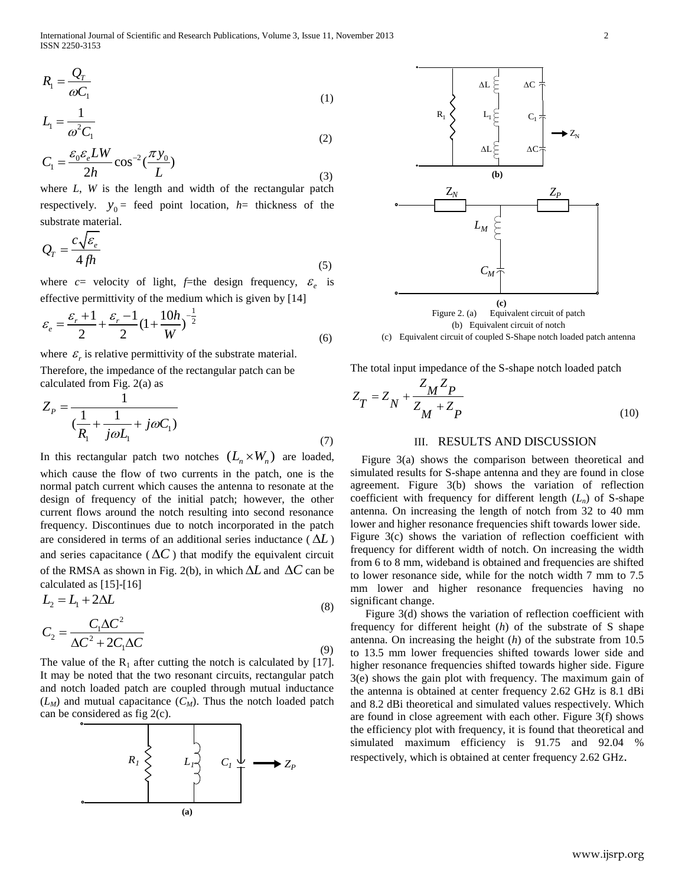$$R_1 = \frac{Q_T}{\omega C_1} \tag{1}$$

$$L_1 = \frac{1}{\omega^2 C_1} \tag{2}$$

$$C_1 = \frac{\varepsilon_0 \varepsilon_e LW}{2h} \cos^{-2}(\frac{\pi y_0}{L}) \tag{3}$$

where $L$, $W$ is the length and width of the rectangular patch respectively. $y_0$ = feed point location, $h$= thickness of the substrate material.

$$Q_T = \frac{c\sqrt{\varepsilon_e}}{4fh} \tag{5}$$

where $c$= velocity of light, $f$=the design frequency, $\varepsilon_e$ is effective permittivity of the medium which is given by [14]

$$\varepsilon_e = \frac{\varepsilon_r + 1}{2} + \frac{\varepsilon_r - 1}{2}(1 + \frac{10h}{W})^{-\frac{1}{2}} \tag{6}$$

where $\varepsilon_r$ is relative permittivity of the substrate material.

Therefore, the impedance of the rectangular patch can be calculated from Fig. 2(a) as

$$Z_P = \frac{1}{(\frac{1}{R_1} + \frac{1}{j\omega L_1} + j\omega C_1)} \tag{7}$$

In this rectangular patch two notches $(L_n \times W_n)$ are loaded, which cause the flow of two currents in the patch, one is the normal patch current which causes the antenna to resonate at the design of frequency of the initial patch; however, the other current flows around the notch resulting into second resonance frequency. Discontinues due to notch incorporated in the patch are considered in terms of an additional series inductance ($\Delta L$) and series capacitance ($\Delta C$) that modify the equivalent circuit of the RMSA as shown in Fig. 2(b), in which $\Delta L$ and $\Delta C$ can be calculated as [15]-[16]

$$L_2 = L_1 + 2\Delta L \tag{8}$$

$$C_2 = \frac{C_1 \Delta C^2}{\Delta C^2 + 2C_1 \Delta C} \tag{9}$$

The value of the $R_1$ after cutting the notch is calculated by [17]. It may be noted that the two resonant circuits, rectangular patch and notch loaded patch are coupled through mutual inductance ($L_M$) and mutual capacitance ($C_M$). Thus the notch loaded patch can be considered as fig 2(c).

Figure 2. (a) Equivalent circuit of patch
(b) Equivalent circuit of notch
(c) Equivalent circuit of coupled S-Shape notch loaded patch antenna

The total input impedance of the S-shape notch loaded patch

$$Z_T = Z_N + \frac{Z_M Z_P}{Z_M + Z_P} \tag{10}$$

## III. RESULTS AND DISCUSSION

Figure 3(a) shows the comparison between theoretical and simulated results for S-shape antenna and they are found in close agreement. Figure 3(b) shows the variation of reflection coefficient with frequency for different length ($L_n$) of S-shape antenna. On increasing the length of notch from 32 to 40 mm lower and higher resonance frequencies shift towards lower side. Figure 3(c) shows the variation of reflection coefficient with frequency for different width of notch. On increasing the width from 6 to 8 mm, wideband is obtained and frequencies are shifted to lower resonance side, while for the notch width 7 mm to 7.5 mm lower and higher resonance frequencies having no significant change.

Figure 3(d) shows the variation of reflection coefficient with frequency for different height ($h$) of the substrate of S shape antenna. On increasing the height ($h$) of the substrate from 10.5 to 13.5 mm lower frequencies shifted towards lower side and higher resonance frequencies shifted towards higher side. Figure 3(e) shows the gain plot with frequency. The maximum gain of the antenna is obtained at center frequency 2.62 GHz is 8.1 dBi and 8.2 dBi theoretical and simulated values respectively. Which are found in close agreement with each other. Figure 3(f) shows the efficiency plot with frequency, it is found that theoretical and simulated maximum efficiency is 91.75 and 92.04 % respectively, which is obtained at center frequency 2.62 GHz.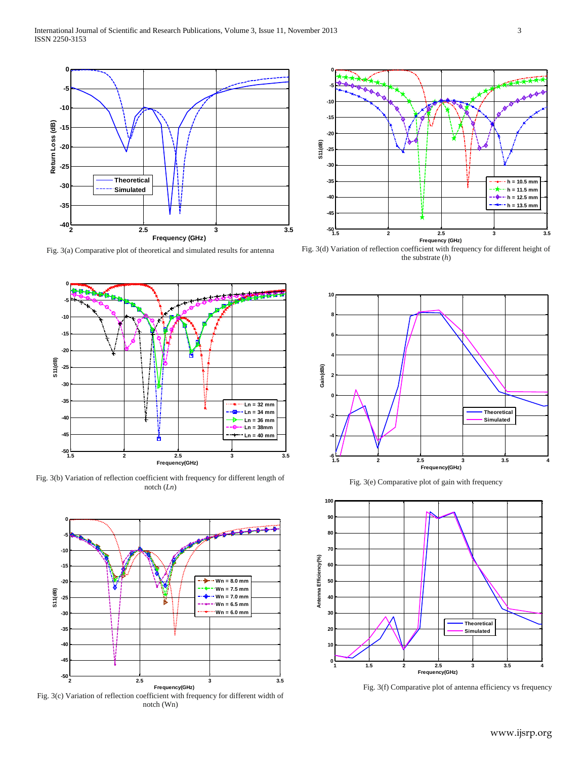Fig. 3(a) Comparative plot of theoretical and simulated results for antenna

Fig. 3(b) Variation of reflection coefficient with frequency for different length of notch (*Ln*)

Fig. 3(c) Variation of reflection coefficient with frequency for different width of notch (Wn)

Fig. 3(d) Variation of reflection coefficient with frequency for different height of the substrate (*h*)

Fig. 3(e) Comparative plot of gain with frequency

Fig. 3(f) Comparative plot of antenna efficiency vs frequency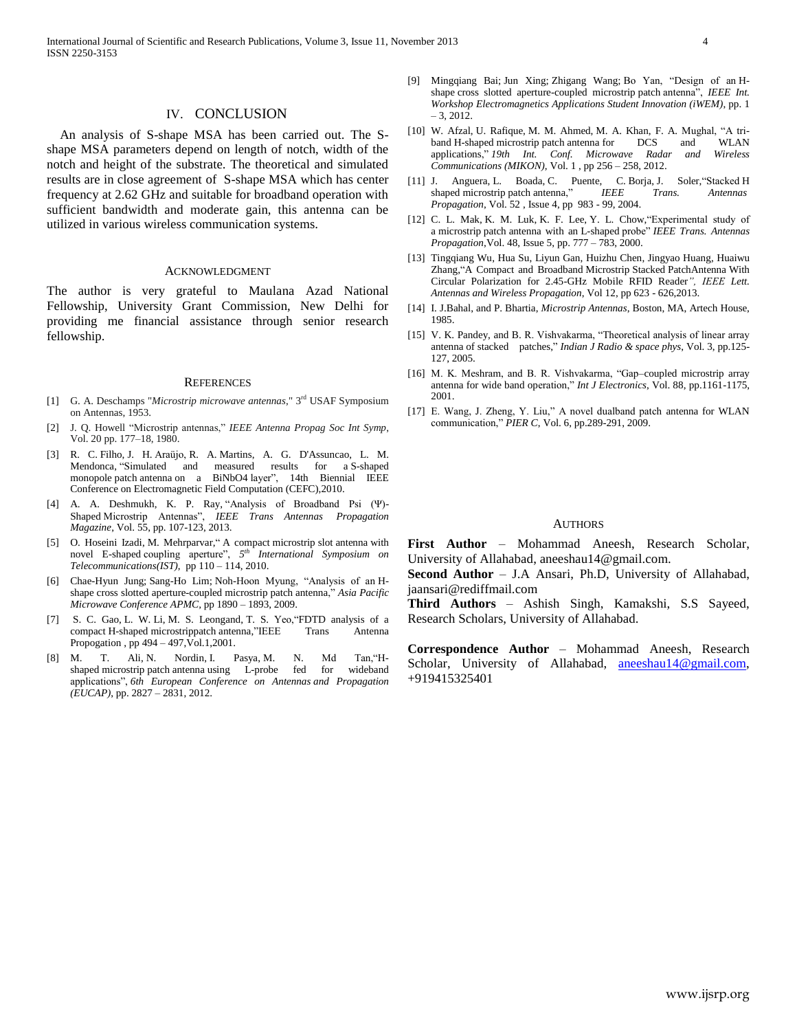## IV. CONCLUSION

An analysis of S-shape MSA has been carried out. The S-shape MSA parameters depend on length of notch, width of the notch and height of the substrate. The theoretical and simulated results are in close agreement of S-shape MSA which has center frequency at 2.62 GHz and suitable for broadband operation with sufficient bandwidth and moderate gain, this antenna can be utilized in various wireless communication systems.

### ACKNOWLEDGMENT

The author is very grateful to Maulana Azad National Fellowship, University Grant Commission, New Delhi for providing me financial assistance through senior research fellowship.

### REFERENCES

[1] G. A. Deschamps "*Microstrip microwave antennas*," 3rd USAF Symposium on Antennas, 1953.

[2] J. Q. Howell "Microstrip antennas," *IEEE Antenna Propag Soc Int Symp*, Vol. 20 pp. 177–18, 1980.

[3] R. C. Filho, J. H. Araüjo, R. A. Martins, A. G. D'Assuncao, L. M. Mendonca, "Simulated and measured results for a S-shaped monopole patch antenna on a BiNbO4 layer", 14th Biennial IEEE Conference on Electromagnetic Field Computation (CEFC),2010.

[4] A. A. Deshmukh, K. P. Ray, "Analysis of Broadband Psi (Ψ)-Shaped Microstrip Antennas", *IEEE Trans Antennas Propagation Magazine*, Vol. 55, pp. 107-123, 2013.

[5] O. Hoseini Izadi, M. Mehrparvar," A compact microstrip slot antenna with novel E-shaped coupling aperture", *5th International Symposium on Telecommunications(IST)*, pp 110 – 114, 2010.

[6] Chae-Hyun Jung; Sang-Ho Lim; Noh-Hoon Myung, "Analysis of an H-shape cross slotted aperture-coupled microstrip patch antenna," *Asia Pacific Microwave Conference APMC*, pp 1890 – 1893, 2009.

[7] S. C. Gao, L. W. Li, M. S. Leongand, T. S. Yeo,"FDTD analysis of a compact H-shaped microstrippatch antenna,"IEEE Trans Antenna Propogation , pp 494 – 497,Vol.1,2001.

[8] M. T. Ali, N. Nordin, I. Pasya, M. N. Md Tan,"H-shaped microstrip patch antenna using L-probe fed for wideband applications", *6th European Conference on Antennas and Propagation (EUCAP)*, pp. 2827 – 2831, 2012.

[9] Mingqiang Bai; Jun Xing; Zhigang Wang; Bo Yan, "Design of an H-shape cross slotted aperture-coupled microstrip patch antenna", *IEEE Int. Workshop Electromagnetics Applications Student Innovation (iWEM)*, pp. 1 – 3, 2012.

[10] W. Afzal, U. Rafique, M. M. Ahmed, M. A. Khan, F. A. Mughal, "A tri-band H-shaped microstrip patch antenna for DCS and WLAN applications," *19th Int. Conf. Microwave Radar and Wireless Communications (MIKON)*, Vol. 1 , pp 256 – 258, 2012.

[11] J. Anguera, L. Boada, C. Puente, C. Borja, J. Soler,"Stacked H shaped microstrip patch antenna," *IEEE Trans. Antennas Propagation*, Vol. 52 , Issue 4, pp 983 - 99, 2004.

[12] C. L. Mak, K. M. Luk, K. F. Lee, Y. L. Chow,"Experimental study of a microstrip patch antenna with an L-shaped probe" *IEEE Trans. Antennas Propagation*,Vol. 48, Issue 5, pp. 777 – 783, 2000.

[13] Tingqiang Wu, Hua Su, Liyun Gan, Huizhu Chen, Jingyao Huang, Huaiwu Zhang,"A Compact and Broadband Microstrip Stacked PatchAntenna With Circular Polarization for 2.45-GHz Mobile RFID Reader*", IEEE Lett. Antennas and Wireless Propagation*, Vol 12, pp 623 - 626,2013.

[14] I. J.Bahal, and P. Bhartia, *Microstrip Antennas*, Boston, MA, Artech House, 1985.

[15] V. K. Pandey, and B. R. Vishvakarma, "Theoretical analysis of linear array antenna of stacked patches," *Indian J Radio & space phys*, Vol. 3, pp.125-127, 2005.

[16] M. K. Meshram, and B. R. Vishvakarma, "Gap–coupled microstrip array antenna for wide band operation," *Int J Electronics*, Vol. 88, pp.1161-1175, 2001.

[17] E. Wang, J. Zheng, Y. Liu," A novel dualband patch antenna for WLAN communication," *PIER C*, Vol. 6, pp.289-291, 2009.

### AUTHORS

**First Author** – Mohammad Aneesh, Research Scholar, University of Allahabad, aneeshau14@gmail.com.

**Second Author** – J.A Ansari, Ph.D, University of Allahabad, jaansari@rediffmail.com

**Third Authors** – Ashish Singh, Kamakshi, S.S Sayeed, Research Scholars, University of Allahabad.

**Correspondence Author** – Mohammad Aneesh, Research Scholar, University of Allahabad, aneeshau14@gmail.com, +919415325401